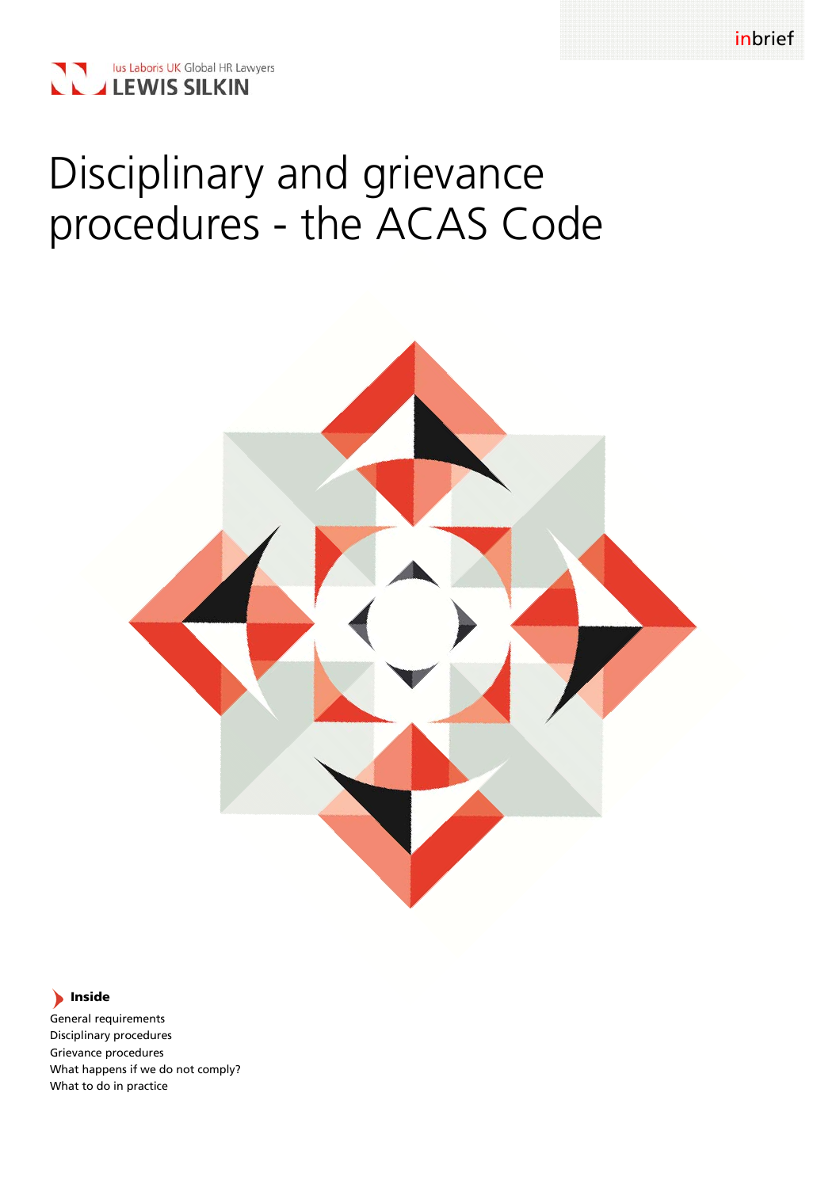inbrief

Ius Laboris UK Global HR Lawyers
LEWIS SILKIN

# Disciplinary and grievance procedures - the ACAS Code

**Inside**

- General requirements
- Disciplinary procedures
- Grievance procedures
- What happens if we do not comply?
- What to do in practice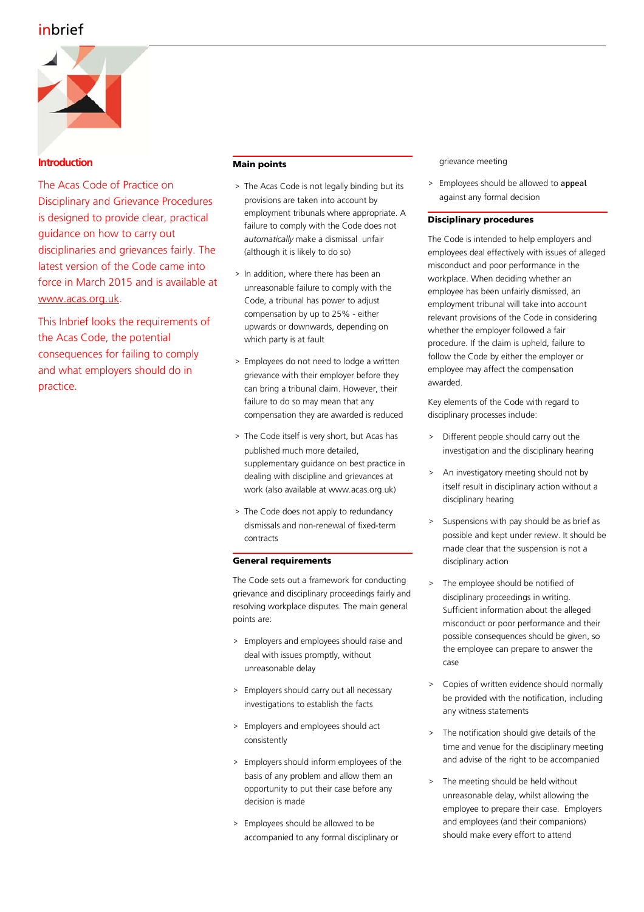## Introduction

The Acas Code of Practice on Disciplinary and Grievance Procedures is designed to provide clear, practical guidance on how to carry out disciplinaries and grievances fairly. The latest version of the Code came into force in March 2015 and is available at www.acas.org.uk.

This Inbrief looks the requirements of the Acas Code, the potential consequences for failing to comply and what employers should do in practice.

## Main points

- The Acas Code is not legally binding but its provisions are taken into account by employment tribunals where appropriate. A failure to comply with the Code does not *automatically* make a dismissal unfair (although it is likely to do so)
- In addition, where there has been an unreasonable failure to comply with the Code, a tribunal has power to adjust compensation by up to 25% - either upwards or downwards, depending on which party is at fault
- Employees do not need to lodge a written grievance with their employer before they can bring a tribunal claim. However, their failure to do so may mean that any compensation they are awarded is reduced
- The Code itself is very short, but Acas has published much more detailed, supplementary guidance on best practice in dealing with discipline and grievances at work (also available at www.acas.org.uk)
- The Code does not apply to redundancy dismissals and non-renewal of fixed-term contracts

## General requirements

The Code sets out a framework for conducting grievance and disciplinary proceedings fairly and resolving workplace disputes. The main general points are:

- Employers and employees should raise and deal with issues promptly, without unreasonable delay
- Employers should carry out all necessary investigations to establish the facts
- Employers and employees should act consistently
- Employers should inform employees of the basis of any problem and allow them an opportunity to put their case before any decision is made
- Employees should be allowed to be accompanied to any formal disciplinary or grievance meeting
- Employees should be allowed to appeal against any formal decision

## Disciplinary procedures

The Code is intended to help employers and employees deal effectively with issues of alleged misconduct and poor performance in the workplace. When deciding whether an employee has been unfairly dismissed, an employment tribunal will take into account relevant provisions of the Code in considering whether the employer followed a fair procedure. If the claim is upheld, failure to follow the Code by either the employer or employee may affect the compensation awarded.

Key elements of the Code with regard to disciplinary processes include:

- Different people should carry out the investigation and the disciplinary hearing
- An investigatory meeting should not by itself result in disciplinary action without a disciplinary hearing
- Suspensions with pay should be as brief as possible and kept under review. It should be made clear that the suspension is not a disciplinary action
- The employee should be notified of disciplinary proceedings in writing. Sufficient information about the alleged misconduct or poor performance and their possible consequences should be given, so the employee can prepare to answer the case
- Copies of written evidence should normally be provided with the notification, including any witness statements
- The notification should give details of the time and venue for the disciplinary meeting and advise of the right to be accompanied
- The meeting should be held without unreasonable delay, whilst allowing the employee to prepare their case. Employers and employees (and their companions) should make every effort to attend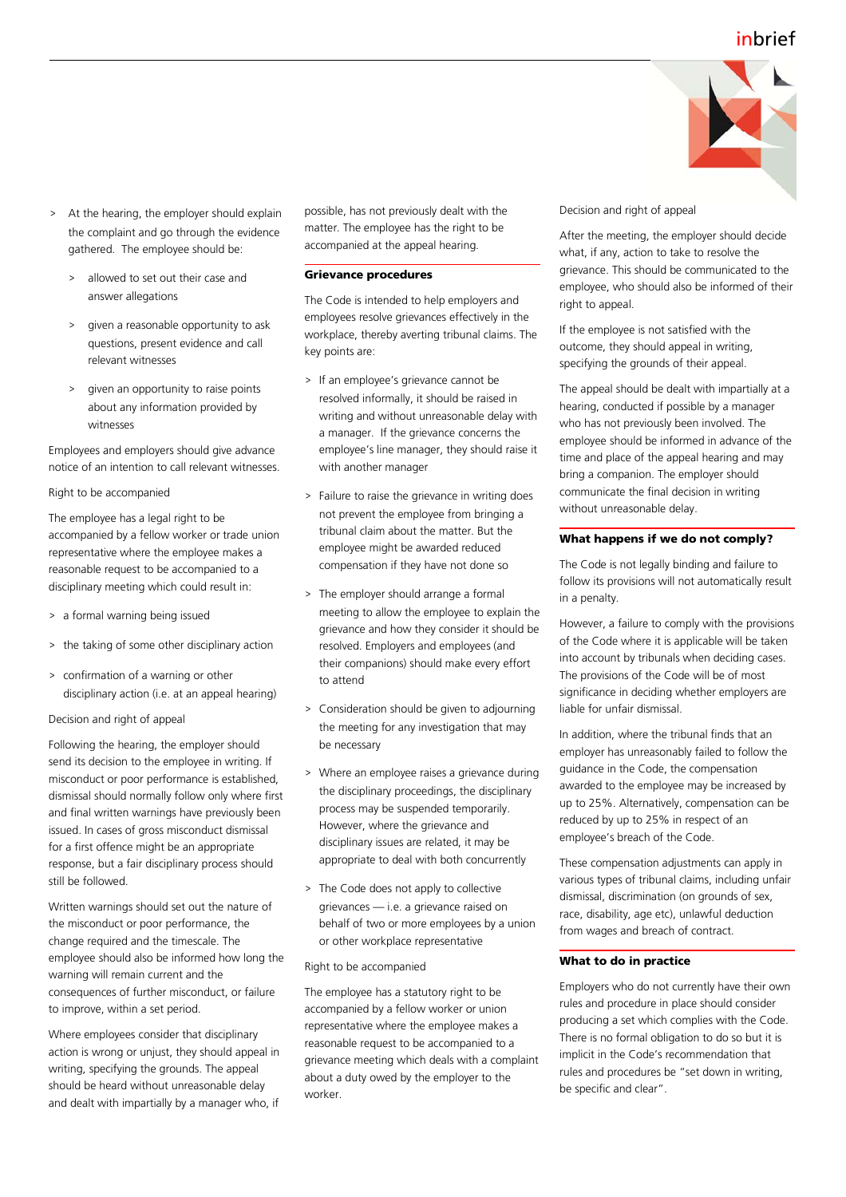- At the hearing, the employer should explain the complaint and go through the evidence gathered. The employee should be:
  - allowed to set out their case and answer allegations
  - given a reasonable opportunity to ask questions, present evidence and call relevant witnesses
  - given an opportunity to raise points about any information provided by witnesses

Employees and employers should give advance notice of an intention to call relevant witnesses.

Right to be accompanied

The employee has a legal right to be accompanied by a fellow worker or trade union representative where the employee makes a reasonable request to be accompanied to a disciplinary meeting which could result in:

- a formal warning being issued
- the taking of some other disciplinary action
- confirmation of a warning or other disciplinary action (i.e. at an appeal hearing)

Decision and right of appeal

Following the hearing, the employer should send its decision to the employee in writing. If misconduct or poor performance is established, dismissal should normally follow only where first and final written warnings have previously been issued. In cases of gross misconduct dismissal for a first offence might be an appropriate response, but a fair disciplinary process should still be followed.

Written warnings should set out the nature of the misconduct or poor performance, the change required and the timescale. The employee should also be informed how long the warning will remain current and the consequences of further misconduct, or failure to improve, within a set period.

Where employees consider that disciplinary action is wrong or unjust, they should appeal in writing, specifying the grounds. The appeal should be heard without unreasonable delay and dealt with impartially by a manager who, if possible, has not previously dealt with the matter. The employee has the right to be accompanied at the appeal hearing.

## Grievance procedures

The Code is intended to help employers and employees resolve grievances effectively in the workplace, thereby averting tribunal claims. The key points are:

- If an employee's grievance cannot be resolved informally, it should be raised in writing and without unreasonable delay with a manager. If the grievance concerns the employee's line manager, they should raise it with another manager
- Failure to raise the grievance in writing does not prevent the employee from bringing a tribunal claim about the matter. But the employee might be awarded reduced compensation if they have not done so
- The employer should arrange a formal meeting to allow the employee to explain the grievance and how they consider it should be resolved. Employers and employees (and their companions) should make every effort to attend
- Consideration should be given to adjourning the meeting for any investigation that may be necessary
- Where an employee raises a grievance during the disciplinary proceedings, the disciplinary process may be suspended temporarily. However, where the grievance and disciplinary issues are related, it may be appropriate to deal with both concurrently
- The Code does not apply to collective grievances — i.e. a grievance raised on behalf of two or more employees by a union or other workplace representative

Right to be accompanied

The employee has a statutory right to be accompanied by a fellow worker or union representative where the employee makes a reasonable request to be accompanied to a grievance meeting which deals with a complaint about a duty owed by the employer to the worker.

Decision and right of appeal

After the meeting, the employer should decide what, if any, action to take to resolve the grievance. This should be communicated to the employee, who should also be informed of their right to appeal.

If the employee is not satisfied with the outcome, they should appeal in writing, specifying the grounds of their appeal.

The appeal should be dealt with impartially at a hearing, conducted if possible by a manager who has not previously been involved. The employee should be informed in advance of the time and place of the appeal hearing and may bring a companion. The employer should communicate the final decision in writing without unreasonable delay.

## What happens if we do not comply?

The Code is not legally binding and failure to follow its provisions will not automatically result in a penalty.

However, a failure to comply with the provisions of the Code where it is applicable will be taken into account by tribunals when deciding cases. The provisions of the Code will be of most significance in deciding whether employers are liable for unfair dismissal.

In addition, where the tribunal finds that an employer has unreasonably failed to follow the guidance in the Code, the compensation awarded to the employee may be increased by up to 25%. Alternatively, compensation can be reduced by up to 25% in respect of an employee's breach of the Code.

These compensation adjustments can apply in various types of tribunal claims, including unfair dismissal, discrimination (on grounds of sex, race, disability, age etc), unlawful deduction from wages and breach of contract.

## What to do in practice

Employers who do not currently have their own rules and procedure in place should consider producing a set which complies with the Code. There is no formal obligation to do so but it is implicit in the Code's recommendation that rules and procedures be "set down in writing, be specific and clear".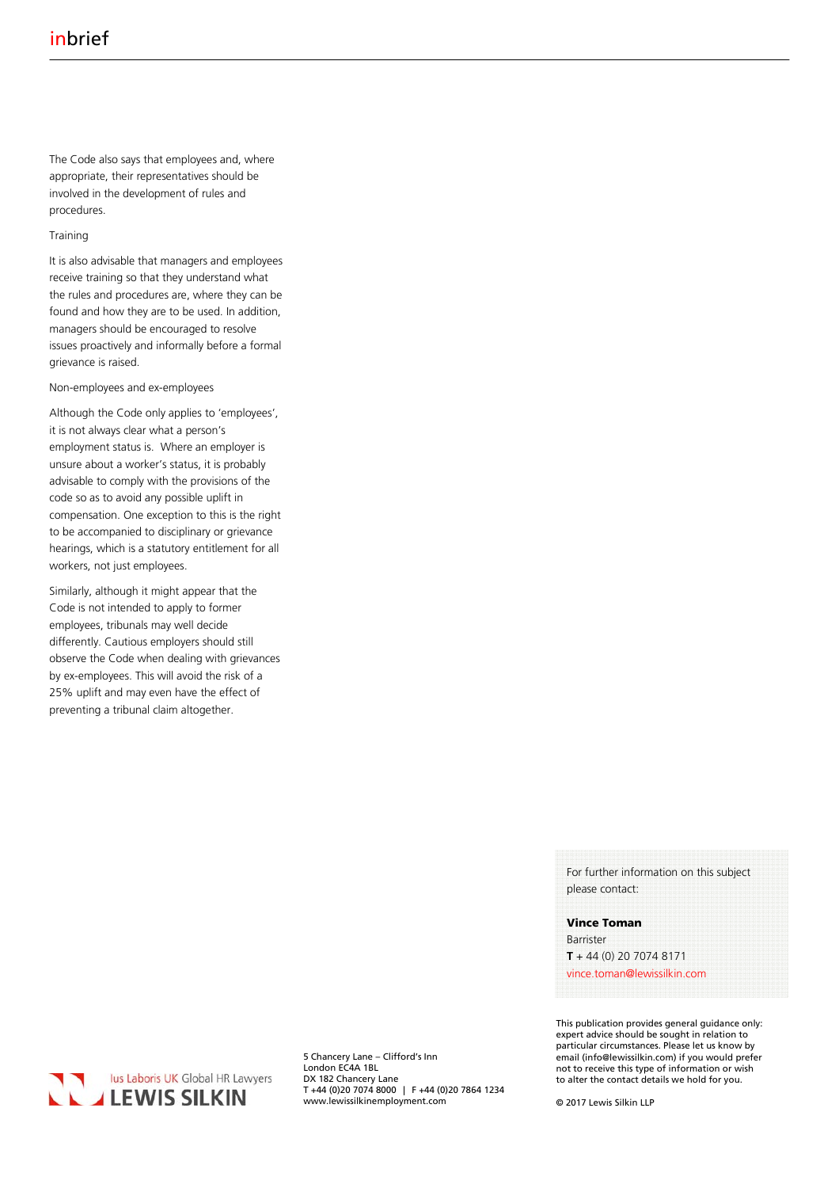The Code also says that employees and, where appropriate, their representatives should be involved in the development of rules and procedures.

### Training

It is also advisable that managers and employees receive training so that they understand what the rules and procedures are, where they can be found and how they are to be used. In addition, managers should be encouraged to resolve issues proactively and informally before a formal grievance is raised.

### Non-employees and ex-employees

Although the Code only applies to 'employees', it is not always clear what a person's employment status is. Where an employer is unsure about a worker's status, it is probably advisable to comply with the provisions of the code so as to avoid any possible uplift in compensation. One exception to this is the right to be accompanied to disciplinary or grievance hearings, which is a statutory entitlement for all workers, not just employees.

Similarly, although it might appear that the Code is not intended to apply to former employees, tribunals may well decide differently. Cautious employers should still observe the Code when dealing with grievances by ex-employees. This will avoid the risk of a 25% uplift and may even have the effect of preventing a tribunal claim altogether.

For further information on this subject please contact:

**Vince Toman**
Barrister
**T** + 44 (0) 20 7074 8171
vince.toman@lewissilkin.com

Ius Laboris UK Global HR Lawyers
LEWIS SILKIN

5 Chancery Lane – Clifford's Inn
London EC4A 1BL
DX 182 Chancery Lane
T +44 (0)20 7074 8000 | F +44 (0)20 7864 1234
www.lewissilkinemployment.com

This publication provides general guidance only: expert advice should be sought in relation to particular circumstances. Please let us know by email (info@lewissilkin.com) if you would prefer not to receive this type of information or wish to alter the contact details we hold for you.

© 2017 Lewis Silkin LLP